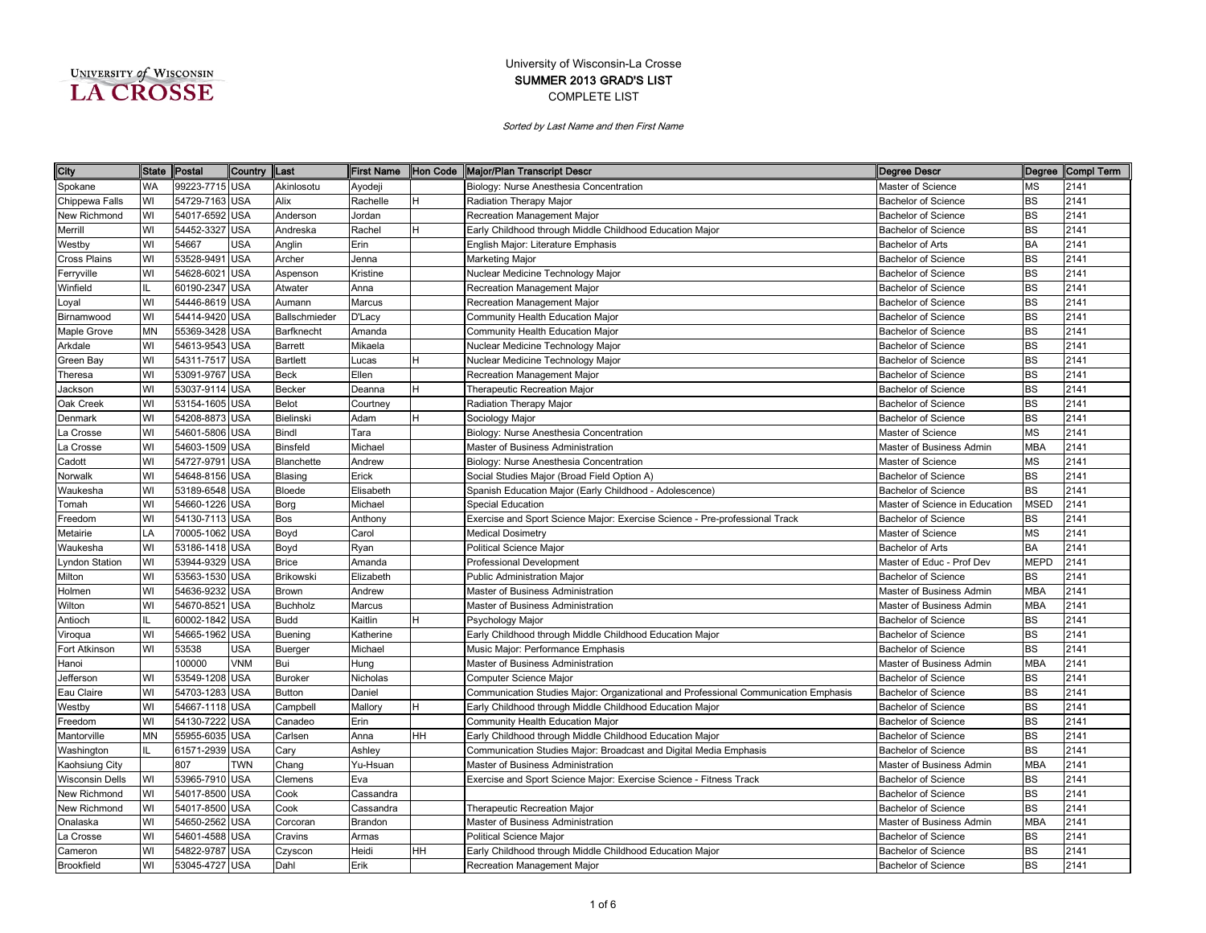University of Wisconsin-La Crosse

**SUMMER 2013 GRAD'S LIST**

COMPLETE LIST

*Sorted by Last Name and then First Name*

| City | State | Postal | Country | Last | First Name | Hon Code | Major/Plan Transcript Descr | Degree Descr | Degree | Compl Term |
|---|---|---|---|---|---|---|---|---|---|---|
| Spokane | WA | 99223-7715 | USA | Akinlosotu | Ayodeji | | Biology: Nurse Anesthesia Concentration | Master of Science | MS | 2141 |
| Chippewa Falls | WI | 54729-7163 | USA | Alix | Rachelle | H | Radiation Therapy Major | Bachelor of Science | BS | 2141 |
| New Richmond | WI | 54017-6592 | USA | Anderson | Jordan | | Recreation Management Major | Bachelor of Science | BS | 2141 |
| Merrill | WI | 54452-3327 | USA | Andreska | Rachel | H | Early Childhood through Middle Childhood Education Major | Bachelor of Science | BS | 2141 |
| Westby | WI | 54667 | USA | Anglin | Erin | | English Major: Literature Emphasis | Bachelor of Arts | BA | 2141 |
| Cross Plains | WI | 53528-9491 | USA | Archer | Jenna | | Marketing Major | Bachelor of Science | BS | 2141 |
| Ferryville | WI | 54628-6021 | USA | Aspenson | Kristine | | Nuclear Medicine Technology Major | Bachelor of Science | BS | 2141 |
| Winfield | IL | 60190-2347 | USA | Atwater | Anna | | Recreation Management Major | Bachelor of Science | BS | 2141 |
| Loyal | WI | 54446-8619 | USA | Aumann | Marcus | | Recreation Management Major | Bachelor of Science | BS | 2141 |
| Birnamwood | WI | 54414-9420 | USA | Ballschmieder | D'Lacy | | Community Health Education Major | Bachelor of Science | BS | 2141 |
| Maple Grove | MN | 55369-3428 | USA | Barfknecht | Amanda | | Community Health Education Major | Bachelor of Science | BS | 2141 |
| Arkdale | WI | 54613-9543 | USA | Barrett | Mikaela | | Nuclear Medicine Technology Major | Bachelor of Science | BS | 2141 |
| Green Bay | WI | 54311-7517 | USA | Bartlett | Lucas | H | Nuclear Medicine Technology Major | Bachelor of Science | BS | 2141 |
| Theresa | WI | 53091-9767 | USA | Beck | Ellen | | Recreation Management Major | Bachelor of Science | BS | 2141 |
| Jackson | WI | 53037-9114 | USA | Becker | Deanna | H | Therapeutic Recreation Major | Bachelor of Science | BS | 2141 |
| Oak Creek | WI | 53154-1605 | USA | Belot | Courtney | | Radiation Therapy Major | Bachelor of Science | BS | 2141 |
| Denmark | WI | 54208-8873 | USA | Bielinski | Adam | H | Sociology Major | Bachelor of Science | BS | 2141 |
| La Crosse | WI | 54601-5806 | USA | Bindl | Tara | | Biology: Nurse Anesthesia Concentration | Master of Science | MS | 2141 |
| La Crosse | WI | 54603-1509 | USA | Binsfeld | Michael | | Master of Business Administration | Master of Business Admin | MBA | 2141 |
| Cadott | WI | 54727-9791 | USA | Blanchette | Andrew | | Biology: Nurse Anesthesia Concentration | Master of Science | MS | 2141 |
| Norwalk | WI | 54648-8156 | USA | Blasing | Erick | | Social Studies Major (Broad Field Option A) | Bachelor of Science | BS | 2141 |
| Waukesha | WI | 53189-6548 | USA | Bloede | Elisabeth | | Spanish Education Major (Early Childhood - Adolescence) | Bachelor of Science | BS | 2141 |
| Tomah | WI | 54660-1226 | USA | Borg | Michael | | Special Education | Master of Science in Education | MSED | 2141 |
| Freedom | WI | 54130-7113 | USA | Bos | Anthony | | Exercise and Sport Science Major: Exercise Science - Pre-professional Track | Bachelor of Science | BS | 2141 |
| Metairie | LA | 70005-1062 | USA | Boyd | Carol | | Medical Dosimetry | Master of Science | MS | 2141 |
| Waukesha | WI | 53186-1418 | USA | Boyd | Ryan | | Political Science Major | Bachelor of Arts | BA | 2141 |
| Lyndon Station | WI | 53944-9329 | USA | Brice | Amanda | | Professional Development | Master of Educ - Prof Dev | MEPD | 2141 |
| Milton | WI | 53563-1530 | USA | Brikowski | Elizabeth | | Public Administration Major | Bachelor of Science | BS | 2141 |
| Holmen | WI | 54636-9232 | USA | Brown | Andrew | | Master of Business Administration | Master of Business Admin | MBA | 2141 |
| Wilton | WI | 54670-8521 | USA | Buchholz | Marcus | | Master of Business Administration | Master of Business Admin | MBA | 2141 |
| Antioch | IL | 60002-1842 | USA | Budd | Kaitlin | H | Psychology Major | Bachelor of Science | BS | 2141 |
| Viroqua | WI | 54665-1962 | USA | Buening | Katherine | | Early Childhood through Middle Childhood Education Major | Bachelor of Science | BS | 2141 |
| Fort Atkinson | WI | 53538 | USA | Buerger | Michael | | Music Major: Performance Emphasis | Bachelor of Science | BS | 2141 |
| Hanoi | | 100000 | VNM | Bui | Hung | | Master of Business Administration | Master of Business Admin | MBA | 2141 |
| Jefferson | WI | 53549-1208 | USA | Buroker | Nicholas | | Computer Science Major | Bachelor of Science | BS | 2141 |
| Eau Claire | WI | 54703-1283 | USA | Button | Daniel | | Communication Studies Major: Organizational and Professional Communication Emphasis | Bachelor of Science | BS | 2141 |
| Westby | WI | 54667-1118 | USA | Campbell | Mallory | H | Early Childhood through Middle Childhood Education Major | Bachelor of Science | BS | 2141 |
| Freedom | WI | 54130-7222 | USA | Canadeo | Erin | | Community Health Education Major | Bachelor of Science | BS | 2141 |
| Mantorville | MN | 55955-6035 | USA | Carlsen | Anna | HH | Early Childhood through Middle Childhood Education Major | Bachelor of Science | BS | 2141 |
| Washington | IL | 61571-2939 | USA | Cary | Ashley | | Communication Studies Major: Broadcast and Digital Media Emphasis | Bachelor of Science | BS | 2141 |
| Kaohsiung City | | 807 | TWN | Chang | Yu-Hsuan | | Master of Business Administration | Master of Business Admin | MBA | 2141 |
| Wisconsin Dells | WI | 53965-7910 | USA | Clemens | Eva | | Exercise and Sport Science Major: Exercise Science - Fitness Track | Bachelor of Science | BS | 2141 |
| New Richmond | WI | 54017-8500 | USA | Cook | Cassandra | | | Bachelor of Science | BS | 2141 |
| New Richmond | WI | 54017-8500 | USA | Cook | Cassandra | | Therapeutic Recreation Major | Bachelor of Science | BS | 2141 |
| Onalaska | WI | 54650-2562 | USA | Corcoran | Brandon | | Master of Business Administration | Master of Business Admin | MBA | 2141 |
| La Crosse | WI | 54601-4588 | USA | Cravins | Armas | | Political Science Major | Bachelor of Science | BS | 2141 |
| Cameron | WI | 54822-9787 | USA | Czyscon | Heidi | HH | Early Childhood through Middle Childhood Education Major | Bachelor of Science | BS | 2141 |
| Brookfield | WI | 53045-4727 | USA | Dahl | Erik | | Recreation Management Major | Bachelor of Science | BS | 2141 |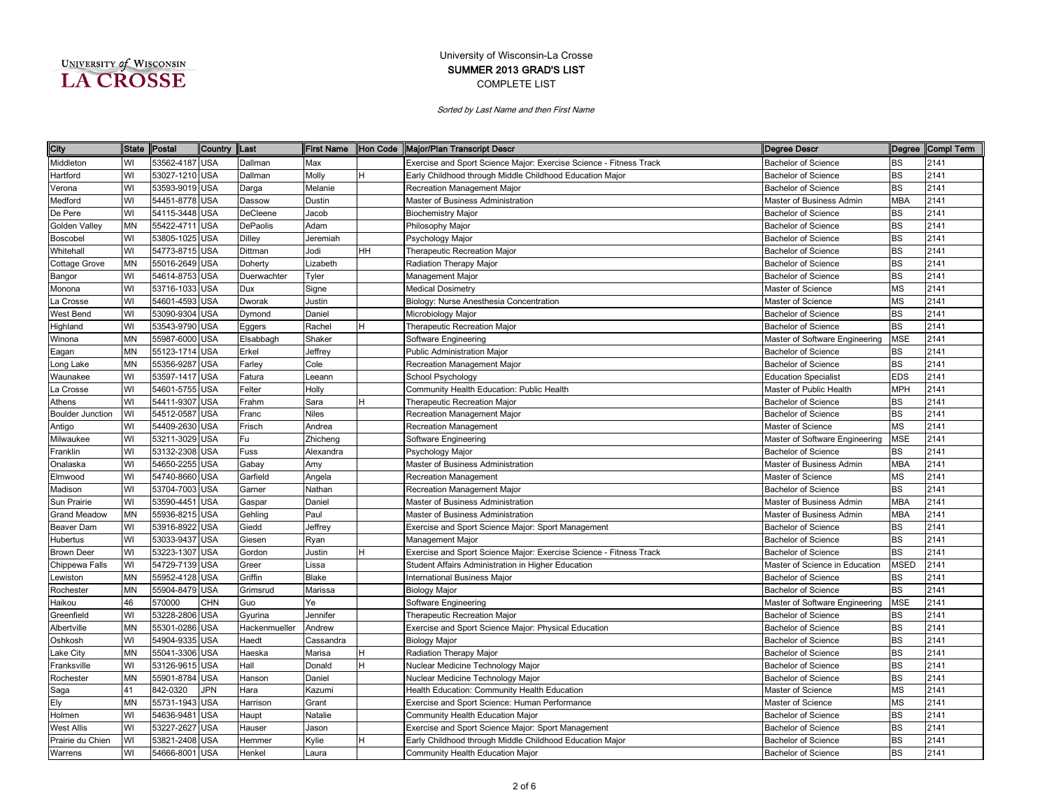University of Wisconsin-La Crosse

**SUMMER 2013 GRAD'S LIST**

COMPLETE LIST

*Sorted by Last Name and then First Name*

| City | State | Postal | Country | Last | First Name | Hon Code | Major/Plan Transcript Descr | Degree Descr | Degree | Compl Term |
|---|---|---|---|---|---|---|---|---|---|---|
| Middleton | WI | 53562-4187 | USA | Dallman | Max | | Exercise and Sport Science Major: Exercise Science - Fitness Track | Bachelor of Science | BS | 2141 |
| Hartford | WI | 53027-1210 | USA | Dallman | Molly | H | Early Childhood through Middle Childhood Education Major | Bachelor of Science | BS | 2141 |
| Verona | WI | 53593-9019 | USA | Darga | Melanie | | Recreation Management Major | Bachelor of Science | BS | 2141 |
| Medford | WI | 54451-8778 | USA | Dassow | Dustin | | Master of Business Administration | Master of Business Admin | MBA | 2141 |
| De Pere | WI | 54115-3448 | USA | DeCleene | Jacob | | Biochemistry Major | Bachelor of Science | BS | 2141 |
| Golden Valley | MN | 55422-4711 | USA | DePaolis | Adam | | Philosophy Major | Bachelor of Science | BS | 2141 |
| Boscobel | WI | 53805-1025 | USA | Dilley | Jeremiah | | Psychology Major | Bachelor of Science | BS | 2141 |
| Whitehall | WI | 54773-8715 | USA | Dittman | Jodi | HH | Therapeutic Recreation Major | Bachelor of Science | BS | 2141 |
| Cottage Grove | MN | 55016-2649 | USA | Doherty | Lizabeth | | Radiation Therapy Major | Bachelor of Science | BS | 2141 |
| Bangor | WI | 54614-8753 | USA | Duerwachter | Tyler | | Management Major | Bachelor of Science | BS | 2141 |
| Monona | WI | 53716-1033 | USA | Dux | Signe | | Medical Dosimetry | Master of Science | MS | 2141 |
| La Crosse | WI | 54601-4593 | USA | Dworak | Justin | | Biology: Nurse Anesthesia Concentration | Master of Science | MS | 2141 |
| West Bend | WI | 53090-9304 | USA | Dymond | Daniel | | Microbiology Major | Bachelor of Science | BS | 2141 |
| Highland | WI | 53543-9790 | USA | Eggers | Rachel | H | Therapeutic Recreation Major | Bachelor of Science | BS | 2141 |
| Winona | MN | 55987-6000 | USA | Elsabbagh | Shaker | | Software Engineering | Master of Software Engineering | MSE | 2141 |
| Eagan | MN | 55123-1714 | USA | Erkel | Jeffrey | | Public Administration Major | Bachelor of Science | BS | 2141 |
| Long Lake | MN | 55356-9287 | USA | Farley | Cole | | Recreation Management Major | Bachelor of Science | BS | 2141 |
| Waunakee | WI | 53597-1417 | USA | Fatura | Leeann | | School Psychology | Education Specialist | EDS | 2141 |
| La Crosse | WI | 54601-5755 | USA | Felter | Holly | | Community Health Education: Public Health | Master of Public Health | MPH | 2141 |
| Athens | WI | 54411-9307 | USA | Frahm | Sara | H | Therapeutic Recreation Major | Bachelor of Science | BS | 2141 |
| Boulder Junction | WI | 54512-0587 | USA | Franc | Niles | | Recreation Management Major | Bachelor of Science | BS | 2141 |
| Antigo | WI | 54409-2630 | USA | Frisch | Andrea | | Recreation Management | Master of Science | MS | 2141 |
| Milwaukee | WI | 53211-3029 | USA | Fu | Zhicheng | | Software Engineering | Master of Software Engineering | MSE | 2141 |
| Franklin | WI | 53132-2308 | USA | Fuss | Alexandra | | Psychology Major | Bachelor of Science | BS | 2141 |
| Onalaska | WI | 54650-2255 | USA | Gabay | Amy | | Master of Business Administration | Master of Business Admin | MBA | 2141 |
| Elmwood | WI | 54740-8660 | USA | Garfield | Angela | | Recreation Management | Master of Science | MS | 2141 |
| Madison | WI | 53704-7003 | USA | Garner | Nathan | | Recreation Management Major | Bachelor of Science | BS | 2141 |
| Sun Prairie | WI | 53590-4451 | USA | Gaspar | Daniel | | Master of Business Administration | Master of Business Admin | MBA | 2141 |
| Grand Meadow | MN | 55936-8215 | USA | Gehling | Paul | | Master of Business Administration | Master of Business Admin | MBA | 2141 |
| Beaver Dam | WI | 53916-8922 | USA | Giedd | Jeffrey | | Exercise and Sport Science Major: Sport Management | Bachelor of Science | BS | 2141 |
| Hubertus | WI | 53033-9437 | USA | Giesen | Ryan | | Management Major | Bachelor of Science | BS | 2141 |
| Brown Deer | WI | 53223-1307 | USA | Gordon | Justin | H | Exercise and Sport Science Major: Exercise Science - Fitness Track | Bachelor of Science | BS | 2141 |
| Chippewa Falls | WI | 54729-7139 | USA | Greer | Lissa | | Student Affairs Administration in Higher Education | Master of Science in Education | MSED | 2141 |
| Lewiston | MN | 55952-4128 | USA | Griffin | Blake | | International Business Major | Bachelor of Science | BS | 2141 |
| Rochester | MN | 55904-8479 | USA | Grimsrud | Marissa | | Biology Major | Bachelor of Science | BS | 2141 |
| Haikou | 46 | 570000 | CHN | Guo | Ye | | Software Engineering | Master of Software Engineering | MSE | 2141 |
| Greenfield | WI | 53228-2806 | USA | Gyurina | Jennifer | | Therapeutic Recreation Major | Bachelor of Science | BS | 2141 |
| Albertville | MN | 55301-0286 | USA | Hackenmueller | Andrew | | Exercise and Sport Science Major: Physical Education | Bachelor of Science | BS | 2141 |
| Oshkosh | WI | 54904-9335 | USA | Haedt | Cassandra | | Biology Major | Bachelor of Science | BS | 2141 |
| Lake City | MN | 55041-3306 | USA | Haeska | Marisa | H | Radiation Therapy Major | Bachelor of Science | BS | 2141 |
| Franksville | WI | 53126-9615 | USA | Hall | Donald | H | Nuclear Medicine Technology Major | Bachelor of Science | BS | 2141 |
| Rochester | MN | 55901-8784 | USA | Hanson | Daniel | | Nuclear Medicine Technology Major | Bachelor of Science | BS | 2141 |
| Saga | 41 | 842-0320 | JPN | Hara | Kazumi | | Health Education: Community Health Education | Master of Science | MS | 2141 |
| Ely | MN | 55731-1943 | USA | Harrison | Grant | | Exercise and Sport Science: Human Performance | Master of Science | MS | 2141 |
| Holmen | WI | 54636-9481 | USA | Haupt | Natalie | | Community Health Education Major | Bachelor of Science | BS | 2141 |
| West Allis | WI | 53227-2627 | USA | Hauser | Jason | | Exercise and Sport Science Major: Sport Management | Bachelor of Science | BS | 2141 |
| Prairie du Chien | WI | 53821-2408 | USA | Hemmer | Kylie | H | Early Childhood through Middle Childhood Education Major | Bachelor of Science | BS | 2141 |
| Warrens | WI | 54666-8001 | USA | Henkel | Laura | | Community Health Education Major | Bachelor of Science | BS | 2141 |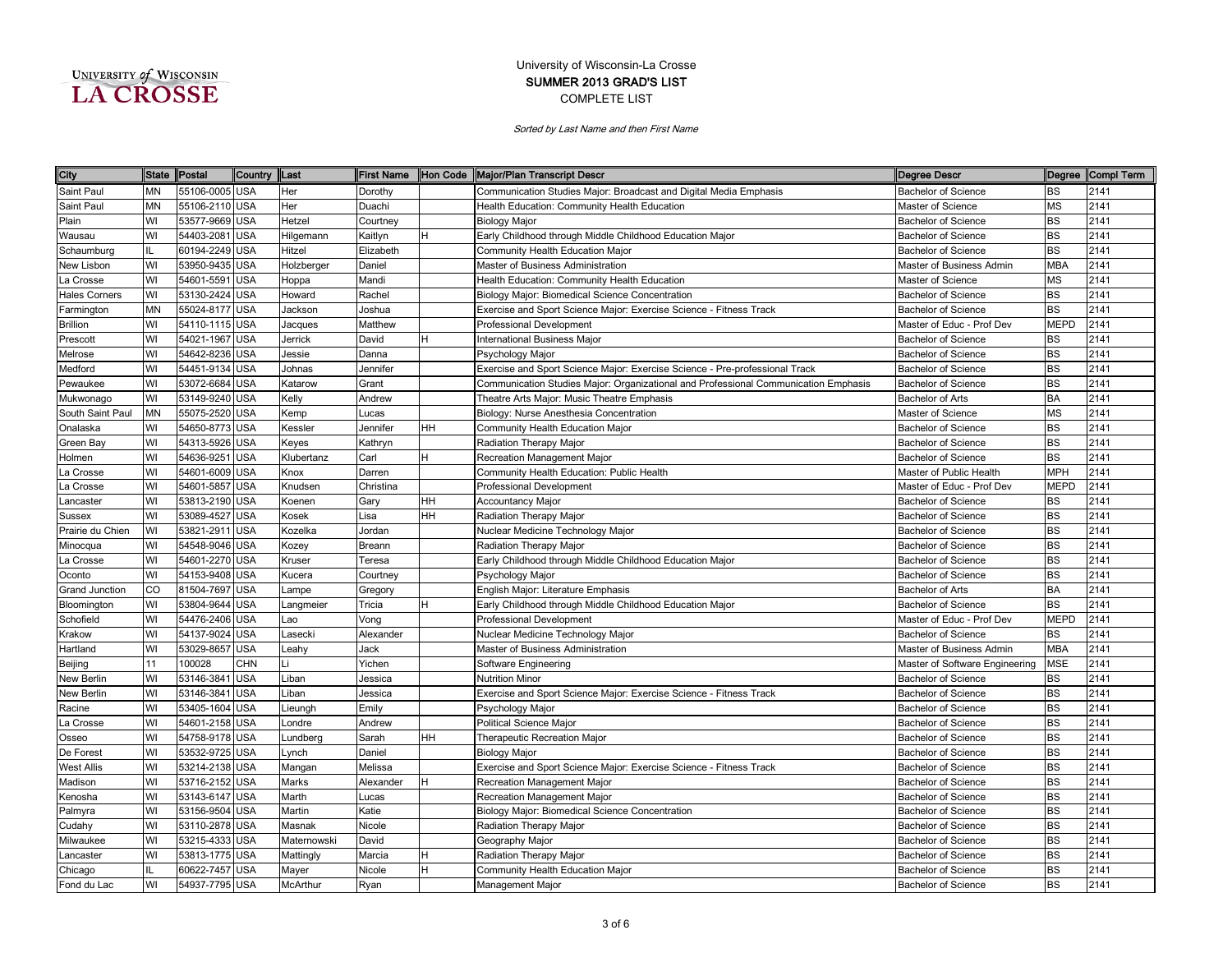University of Wisconsin-La Crosse

**SUMMER 2013 GRAD'S LIST**

COMPLETE LIST

*Sorted by Last Name and then First Name*

| City | State | Postal | Country | Last | First Name | Hon Code | Major/Plan Transcript Descr | Degree Descr | Degree | Compl Term |
|---|---|---|---|---|---|---|---|---|---|---|
| Saint Paul | MN | 55106-0005 | USA | Her | Dorothy | | Communication Studies Major: Broadcast and Digital Media Emphasis | Bachelor of Science | BS | 2141 |
| Saint Paul | MN | 55106-2110 | USA | Her | Duachi | | Health Education: Community Health Education | Master of Science | MS | 2141 |
| Plain | WI | 53577-9669 | USA | Hetzel | Courtney | | Biology Major | Bachelor of Science | BS | 2141 |
| Wausau | WI | 54403-2081 | USA | Hilgemann | Kaitlyn | H | Early Childhood through Middle Childhood Education Major | Bachelor of Science | BS | 2141 |
| Schaumburg | IL | 60194-2249 | USA | Hitzel | Elizabeth | | Community Health Education Major | Bachelor of Science | BS | 2141 |
| New Lisbon | WI | 53950-9435 | USA | Holzberger | Daniel | | Master of Business Administration | Master of Business Admin | MBA | 2141 |
| La Crosse | WI | 54601-5591 | USA | Hoppa | Mandi | | Health Education: Community Health Education | Master of Science | MS | 2141 |
| Hales Corners | WI | 53130-2424 | USA | Howard | Rachel | | Biology Major: Biomedical Science Concentration | Bachelor of Science | BS | 2141 |
| Farmington | MN | 55024-8177 | USA | Jackson | Joshua | | Exercise and Sport Science Major: Exercise Science - Fitness Track | Bachelor of Science | BS | 2141 |
| Brillion | WI | 54110-1115 | USA | Jacques | Matthew | | Professional Development | Master of Educ - Prof Dev | MEPD | 2141 |
| Prescott | WI | 54021-1967 | USA | Jerrick | David | H | International Business Major | Bachelor of Science | BS | 2141 |
| Melrose | WI | 54642-8236 | USA | Jessie | Danna | | Psychology Major | Bachelor of Science | BS | 2141 |
| Medford | WI | 54451-9134 | USA | Johnas | Jennifer | | Exercise and Sport Science Major: Exercise Science - Pre-professional Track | Bachelor of Science | BS | 2141 |
| Pewaukee | WI | 53072-6684 | USA | Katarow | Grant | | Communication Studies Major: Organizational and Professional Communication Emphasis | Bachelor of Science | BS | 2141 |
| Mukwonago | WI | 53149-9240 | USA | Kelly | Andrew | | Theatre Arts Major: Music Theatre Emphasis | Bachelor of Arts | BA | 2141 |
| South Saint Paul | MN | 55075-2520 | USA | Kemp | Lucas | | Biology: Nurse Anesthesia Concentration | Master of Science | MS | 2141 |
| Onalaska | WI | 54650-8773 | USA | Kessler | Jennifer | HH | Community Health Education Major | Bachelor of Science | BS | 2141 |
| Green Bay | WI | 54313-5926 | USA | Keyes | Kathryn | | Radiation Therapy Major | Bachelor of Science | BS | 2141 |
| Holmen | WI | 54636-9251 | USA | Klubertanz | Carl | H | Recreation Management Major | Bachelor of Science | BS | 2141 |
| La Crosse | WI | 54601-6009 | USA | Knox | Darren | | Community Health Education: Public Health | Master of Public Health | MPH | 2141 |
| La Crosse | WI | 54601-5857 | USA | Knudsen | Christina | | Professional Development | Master of Educ - Prof Dev | MEPD | 2141 |
| Lancaster | WI | 53813-2190 | USA | Koenen | Gary | HH | Accountancy Major | Bachelor of Science | BS | 2141 |
| Sussex | WI | 53089-4527 | USA | Kosek | Lisa | HH | Radiation Therapy Major | Bachelor of Science | BS | 2141 |
| Prairie du Chien | WI | 53821-2911 | USA | Kozelka | Jordan | | Nuclear Medicine Technology Major | Bachelor of Science | BS | 2141 |
| Minocqua | WI | 54548-9046 | USA | Kozey | Breann | | Radiation Therapy Major | Bachelor of Science | BS | 2141 |
| La Crosse | WI | 54601-2270 | USA | Kruser | Teresa | | Early Childhood through Middle Childhood Education Major | Bachelor of Science | BS | 2141 |
| Oconto | WI | 54153-9408 | USA | Kucera | Courtney | | Psychology Major | Bachelor of Science | BS | 2141 |
| Grand Junction | CO | 81504-7697 | USA | Lampe | Gregory | | English Major: Literature Emphasis | Bachelor of Arts | BA | 2141 |
| Bloomington | WI | 53804-9644 | USA | Langmeier | Tricia | H | Early Childhood through Middle Childhood Education Major | Bachelor of Science | BS | 2141 |
| Schofield | WI | 54476-2406 | USA | Lao | Vong | | Professional Development | Master of Educ - Prof Dev | MEPD | 2141 |
| Krakow | WI | 54137-9024 | USA | Lasecki | Alexander | | Nuclear Medicine Technology Major | Bachelor of Science | BS | 2141 |
| Hartland | WI | 53029-8657 | USA | Leahy | Jack | | Master of Business Administration | Master of Business Admin | MBA | 2141 |
| Beijing | 11 | 100028 | CHN | Li | Yichen | | Software Engineering | Master of Software Engineering | MSE | 2141 |
| New Berlin | WI | 53146-3841 | USA | Liban | Jessica | | Nutrition Minor | Bachelor of Science | BS | 2141 |
| New Berlin | WI | 53146-3841 | USA | Liban | Jessica | | Exercise and Sport Science Major: Exercise Science - Fitness Track | Bachelor of Science | BS | 2141 |
| Racine | WI | 53405-1604 | USA | Lieungh | Emily | | Psychology Major | Bachelor of Science | BS | 2141 |
| La Crosse | WI | 54601-2158 | USA | Londre | Andrew | | Political Science Major | Bachelor of Science | BS | 2141 |
| Osseo | WI | 54758-9178 | USA | Lundberg | Sarah | HH | Therapeutic Recreation Major | Bachelor of Science | BS | 2141 |
| De Forest | WI | 53532-9725 | USA | Lynch | Daniel | | Biology Major | Bachelor of Science | BS | 2141 |
| West Allis | WI | 53214-2138 | USA | Mangan | Melissa | | Exercise and Sport Science Major: Exercise Science - Fitness Track | Bachelor of Science | BS | 2141 |
| Madison | WI | 53716-2152 | USA | Marks | Alexander | H | Recreation Management Major | Bachelor of Science | BS | 2141 |
| Kenosha | WI | 53143-6147 | USA | Marth | Lucas | | Recreation Management Major | Bachelor of Science | BS | 2141 |
| Palmyra | WI | 53156-9504 | USA | Martin | Katie | | Biology Major: Biomedical Science Concentration | Bachelor of Science | BS | 2141 |
| Cudahy | WI | 53110-2878 | USA | Masnak | Nicole | | Radiation Therapy Major | Bachelor of Science | BS | 2141 |
| Milwaukee | WI | 53215-4333 | USA | Maternowski | David | | Geography Major | Bachelor of Science | BS | 2141 |
| Lancaster | WI | 53813-1775 | USA | Mattingly | Marcia | H | Radiation Therapy Major | Bachelor of Science | BS | 2141 |
| Chicago | IL | 60622-7457 | USA | Mayer | Nicole | H | Community Health Education Major | Bachelor of Science | BS | 2141 |
| Fond du Lac | WI | 54937-7795 | USA | McArthur | Ryan | | Management Major | Bachelor of Science | BS | 2141 |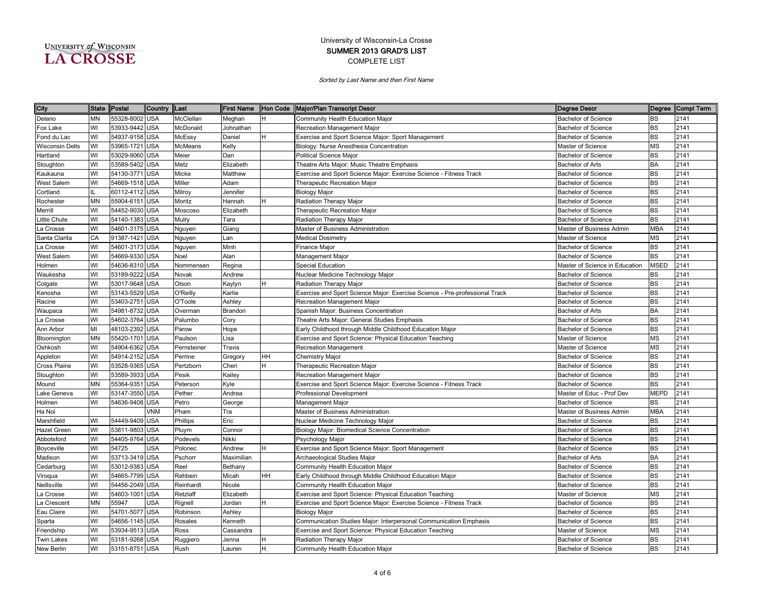UNIVERSITY of WISCONSIN LA CROSSE

# University of Wisconsin-La Crosse
## SUMMER 2013 GRAD'S LIST
COMPLETE LIST

*Sorted by Last Name and then First Name*

| City | State | Postal | Country | Last | First Name | Hon Code | Major/Plan Transcript Descr | Degree Descr | Degree | Compl Term |
|---|---|---|---|---|---|---|---|---|---|---|
| Delano | MN | 55328-8002 | USA | McClellan | Meghan | H | Community Health Education Major | Bachelor of Science | BS | 2141 |
| Fox Lake | WI | 53933-9442 | USA | McDonald | Johnathan | | Recreation Management Major | Bachelor of Science | BS | 2141 |
| Fond du Lac | WI | 54937-9158 | USA | McEssy | Daniel | H | Exercise and Sport Science Major: Sport Management | Bachelor of Science | BS | 2141 |
| Wisconsin Dells | WI | 53965-1721 | USA | McMeans | Kelly | | Biology: Nurse Anesthesia Concentration | Master of Science | MS | 2141 |
| Hartland | WI | 53029-9060 | USA | Meier | Dan | | Political Science Major | Bachelor of Science | BS | 2141 |
| Stoughton | WI | 53589-5402 | USA | Metz | Elizabeth | | Theatre Arts Major: Music Theatre Emphasis | Bachelor of Arts | BA | 2141 |
| Kaukauna | WI | 54130-3771 | USA | Micke | Matthew | | Exercise and Sport Science Major: Exercise Science - Fitness Track | Bachelor of Science | BS | 2141 |
| West Salem | WI | 54669-1518 | USA | Miller | Adam | | Therapeutic Recreation Major | Bachelor of Science | BS | 2141 |
| Cortland | IL | 60112-4112 | USA | Milroy | Jennifer | | Biology Major | Bachelor of Science | BS | 2141 |
| Rochester | MN | 55904-6151 | USA | Moritz | Hannah | H | Radiation Therapy Major | Bachelor of Science | BS | 2141 |
| Merrill | WI | 54452-9030 | USA | Moscoso | Elizabeth | | Therapeutic Recreation Major | Bachelor of Science | BS | 2141 |
| Little Chute | WI | 54140-1383 | USA | Mulry | Tara | | Radiation Therapy Major | Bachelor of Science | BS | 2141 |
| La Crosse | WI | 54601-3175 | USA | Nguyen | Giang | | Master of Business Administration | Master of Business Admin | MBA | 2141 |
| Santa Clarita | CA | 91387-1421 | USA | Nguyen | Lan | | Medical Dosimetry | Master of Science | MS | 2141 |
| La Crosse | WI | 54601-3173 | USA | Nguyen | Minh | | Finance Major | Bachelor of Science | BS | 2141 |
| West Salem | WI | 54669-9330 | USA | Noel | Alan | | Management Major | Bachelor of Science | BS | 2141 |
| Holmen | WI | 54636-8310 | USA | Nommensen | Regina | | Special Education | Master of Science in Education | MSED | 2141 |
| Waukesha | WI | 53189-9222 | USA | Novak | Andrew | | Nuclear Medicine Technology Major | Bachelor of Science | BS | 2141 |
| Colgate | WI | 53017-9648 | USA | Olson | Kaylyn | H | Radiation Therapy Major | Bachelor of Science | BS | 2141 |
| Kenosha | WI | 53143-5529 | USA | O'Reilly | Karlie | | Exercise and Sport Science Major: Exercise Science - Pre-professional Track | Bachelor of Science | BS | 2141 |
| Racine | WI | 53403-2751 | USA | O'Toole | Ashley | | Recreation Management Major | Bachelor of Science | BS | 2141 |
| Waupaca | WI | 54981-8732 | USA | Overman | Brandon | | Spanish Major: Business Concentration | Bachelor of Arts | BA | 2141 |
| La Crosse | WI | 54602-3764 | USA | Palumbo | Cory | | Theatre Arts Major: General Studies Emphasis | Bachelor of Science | BS | 2141 |
| Ann Arbor | MI | 48103-2392 | USA | Parow | Hope | | Early Childhood through Middle Childhood Education Major | Bachelor of Science | BS | 2141 |
| Bloomington | MN | 55420-1701 | USA | Paulson | Lisa | | Exercise and Sport Science: Physical Education Teaching | Master of Science | MS | 2141 |
| Oshkosh | WI | 54904-6362 | USA | Pernsteiner | Travis | | Recreation Management | Master of Science | MS | 2141 |
| Appleton | WI | 54914-2152 | USA | Perrine | Gregory | HH | Chemistry Major | Bachelor of Science | BS | 2141 |
| Cross Plains | WI | 53528-9365 | USA | Pertzborn | Cheri | H | Therapeutic Recreation Major | Bachelor of Science | BS | 2141 |
| Stoughton | WI | 53589-3933 | USA | Pesik | Kailey | | Recreation Management Major | Bachelor of Science | BS | 2141 |
| Mound | MN | 55364-9351 | USA | Peterson | Kyle | | Exercise and Sport Science Major: Exercise Science - Fitness Track | Bachelor of Science | BS | 2141 |
| Lake Geneva | WI | 53147-3550 | USA | Pether | Andrea | | Professional Development | Master of Educ - Prof Dev | MEPD | 2141 |
| Holmen | WI | 54636-9408 | USA | Petro | George | | Management Major | Bachelor of Science | BS | 2141 |
| Ha Noi | | | VNM | Pham | Tra | | Master of Business Administration | Master of Business Admin | MBA | 2141 |
| Marshfield | WI | 54449-9409 | USA | Phillips | Eric | | Nuclear Medicine Technology Major | Bachelor of Science | BS | 2141 |
| Hazel Green | WI | 53811-9803 | USA | Pluym | Connor | | Biology Major: Biomedical Science Concentration | Bachelor of Science | BS | 2141 |
| Abbotsford | WI | 54405-9764 | USA | Podevels | Nikki | | Psychology Major | Bachelor of Science | BS | 2141 |
| Boyceville | WI | 54725 | USA | Polonec | Andrew | H | Exercise and Sport Science Major: Sport Management | Bachelor of Science | BS | 2141 |
| Madison | WI | 53713-3419 | USA | Pschorr | Maximilian | | Archaeological Studies Major | Bachelor of Arts | BA | 2141 |
| Cedarburg | WI | 53012-9383 | USA | Reel | Bethany | | Community Health Education Major | Bachelor of Science | BS | 2141 |
| Viroqua | WI | 54665-7799 | USA | Rehbein | Micah | HH | Early Childhood through Middle Childhood Education Major | Bachelor of Science | BS | 2141 |
| Neillsville | WI | 54456-2049 | USA | Reinhardt | Nicole | | Community Health Education Major | Bachelor of Science | BS | 2141 |
| La Crosse | WI | 54603-1001 | USA | Retzlaff | Elizabeth | | Exercise and Sport Science: Physical Education Teaching | Master of Science | MS | 2141 |
| La Crescent | MN | 55947 | USA | Rignell | Jordan | H | Exercise and Sport Science Major: Exercise Science - Fitness Track | Bachelor of Science | BS | 2141 |
| Eau Claire | WI | 54701-5077 | USA | Robinson | Ashley | | Biology Major | Bachelor of Science | BS | 2141 |
| Sparta | WI | 54656-1145 | USA | Rosales | Kenneth | | Communication Studies Major: Interpersonal Communication Emphasis | Bachelor of Science | BS | 2141 |
| Friendship | WI | 53934-9513 | USA | Ross | Cassandra | | Exercise and Sport Science: Physical Education Teaching | Master of Science | MS | 2141 |
| Twin Lakes | WI | 53181-9268 | USA | Ruggiero | Jenna | H | Radiation Therapy Major | Bachelor of Science | BS | 2141 |
| New Berlin | WI | 53151-8751 | USA | Rush | Lauren | H | Community Health Education Major | Bachelor of Science | BS | 2141 |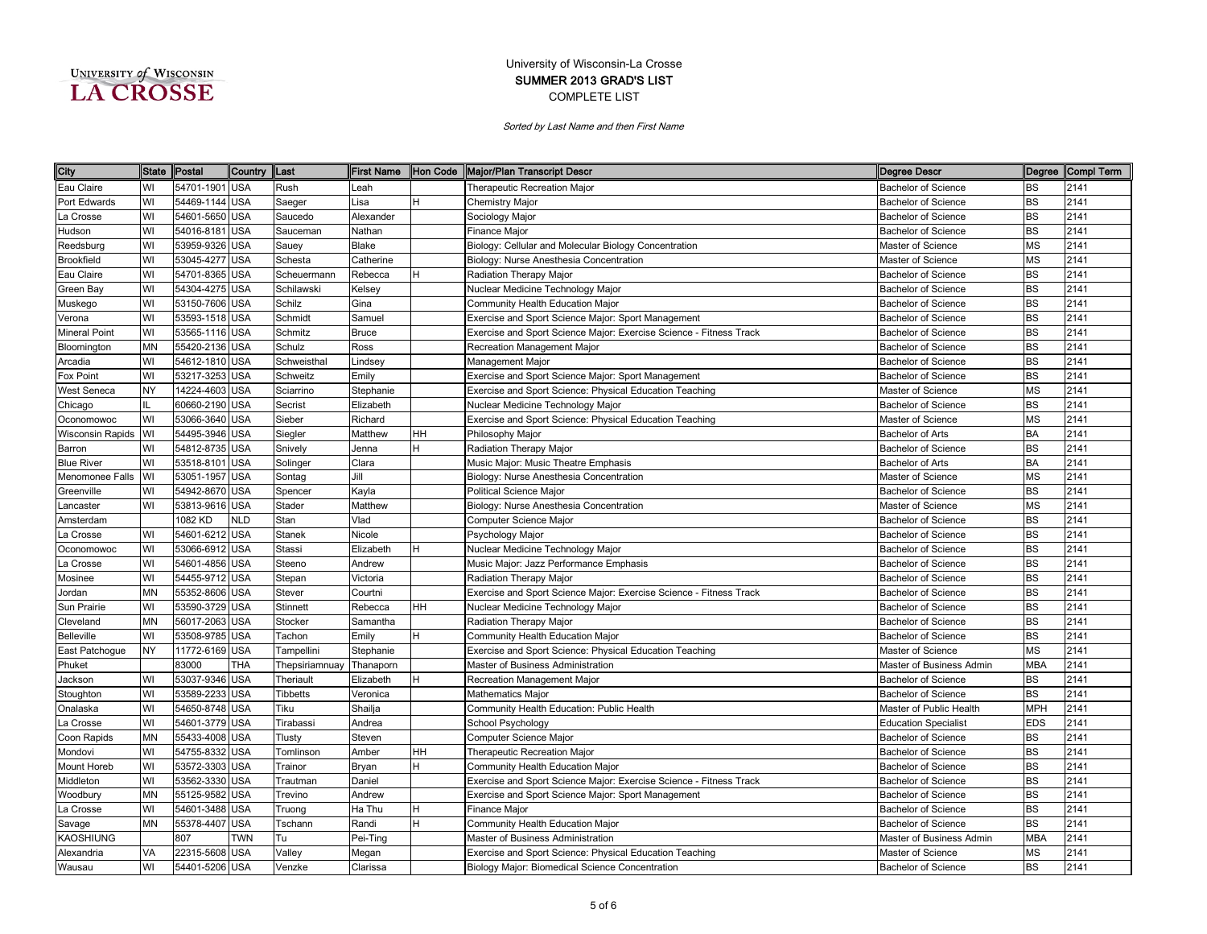University of Wisconsin-La Crosse

**SUMMER 2013 GRAD'S LIST**

COMPLETE LIST

*Sorted by Last Name and then First Name*

| City | State | Postal | Country | Last | First Name | Hon Code | Major/Plan Transcript Descr | Degree Descr | Degree | Compl Term |
|---|---|---|---|---|---|---|---|---|---|---|
| Eau Claire | WI | 54701-1901 | USA | Rush | Leah | | Therapeutic Recreation Major | Bachelor of Science | BS | 2141 |
| Port Edwards | WI | 54469-1144 | USA | Saeger | Lisa | H | Chemistry Major | Bachelor of Science | BS | 2141 |
| La Crosse | WI | 54601-5650 | USA | Saucedo | Alexander | | Sociology Major | Bachelor of Science | BS | 2141 |
| Hudson | WI | 54016-8181 | USA | Sauceman | Nathan | | Finance Major | Bachelor of Science | BS | 2141 |
| Reedsburg | WI | 53959-9326 | USA | Sauey | Blake | | Biology: Cellular and Molecular Biology Concentration | Master of Science | MS | 2141 |
| Brookfield | WI | 53045-4277 | USA | Schesta | Catherine | | Biology: Nurse Anesthesia Concentration | Master of Science | MS | 2141 |
| Eau Claire | WI | 54701-8365 | USA | Scheuermann | Rebecca | H | Radiation Therapy Major | Bachelor of Science | BS | 2141 |
| Green Bay | WI | 54304-4275 | USA | Schilawski | Kelsey | | Nuclear Medicine Technology Major | Bachelor of Science | BS | 2141 |
| Muskego | WI | 53150-7606 | USA | Schilz | Gina | | Community Health Education Major | Bachelor of Science | BS | 2141 |
| Verona | WI | 53593-1518 | USA | Schmidt | Samuel | | Exercise and Sport Science Major: Sport Management | Bachelor of Science | BS | 2141 |
| Mineral Point | WI | 53565-1116 | USA | Schmitz | Bruce | | Exercise and Sport Science Major: Exercise Science - Fitness Track | Bachelor of Science | BS | 2141 |
| Bloomington | MN | 55420-2136 | USA | Schulz | Ross | | Recreation Management Major | Bachelor of Science | BS | 2141 |
| Arcadia | WI | 54612-1810 | USA | Schweisthal | Lindsey | | Management Major | Bachelor of Science | BS | 2141 |
| Fox Point | WI | 53217-3253 | USA | Schweitz | Emily | | Exercise and Sport Science Major: Sport Management | Bachelor of Science | BS | 2141 |
| West Seneca | NY | 14224-4603 | USA | Sciarrino | Stephanie | | Exercise and Sport Science: Physical Education Teaching | Master of Science | MS | 2141 |
| Chicago | IL | 60660-2190 | USA | Secrist | Elizabeth | | Nuclear Medicine Technology Major | Bachelor of Science | BS | 2141 |
| Oconomowoc | WI | 53066-3640 | USA | Sieber | Richard | | Exercise and Sport Science: Physical Education Teaching | Master of Science | MS | 2141 |
| Wisconsin Rapids | WI | 54495-3946 | USA | Siegler | Matthew | HH | Philosophy Major | Bachelor of Arts | BA | 2141 |
| Barron | WI | 54812-8735 | USA | Snively | Jenna | H | Radiation Therapy Major | Bachelor of Science | BS | 2141 |
| Blue River | WI | 53518-8101 | USA | Solinger | Clara | | Music Major: Music Theatre Emphasis | Bachelor of Arts | BA | 2141 |
| Menomonee Falls | WI | 53051-1957 | USA | Sontag | Jill | | Biology: Nurse Anesthesia Concentration | Master of Science | MS | 2141 |
| Greenville | WI | 54942-8670 | USA | Spencer | Kayla | | Political Science Major | Bachelor of Science | BS | 2141 |
| Lancaster | WI | 53813-9616 | USA | Stader | Matthew | | Biology: Nurse Anesthesia Concentration | Master of Science | MS | 2141 |
| Amsterdam | | 1082 KD | NLD | Stan | Vlad | | Computer Science Major | Bachelor of Science | BS | 2141 |
| La Crosse | WI | 54601-6212 | USA | Stanek | Nicole | | Psychology Major | Bachelor of Science | BS | 2141 |
| Oconomowoc | WI | 53066-6912 | USA | Stassi | Elizabeth | H | Nuclear Medicine Technology Major | Bachelor of Science | BS | 2141 |
| La Crosse | WI | 54601-4856 | USA | Steeno | Andrew | | Music Major: Jazz Performance Emphasis | Bachelor of Science | BS | 2141 |
| Mosinee | WI | 54455-9712 | USA | Stepan | Victoria | | Radiation Therapy Major | Bachelor of Science | BS | 2141 |
| Jordan | MN | 55352-8606 | USA | Stever | Courtni | | Exercise and Sport Science Major: Exercise Science - Fitness Track | Bachelor of Science | BS | 2141 |
| Sun Prairie | WI | 53590-3729 | USA | Stinnett | Rebecca | HH | Nuclear Medicine Technology Major | Bachelor of Science | BS | 2141 |
| Cleveland | MN | 56017-2063 | USA | Stocker | Samantha | | Radiation Therapy Major | Bachelor of Science | BS | 2141 |
| Belleville | WI | 53508-9785 | USA | Tachon | Emily | H | Community Health Education Major | Bachelor of Science | BS | 2141 |
| East Patchogue | NY | 11772-6169 | USA | Tampellini | Stephanie | | Exercise and Sport Science: Physical Education Teaching | Master of Science | MS | 2141 |
| Phuket | | 83000 | THA | Thepsiriamnuay | Thanaporn | | Master of Business Administration | Master of Business Admin | MBA | 2141 |
| Jackson | WI | 53037-9346 | USA | Theriault | Elizabeth | H | Recreation Management Major | Bachelor of Science | BS | 2141 |
| Stoughton | WI | 53589-2233 | USA | Tibbetts | Veronica | | Mathematics Major | Bachelor of Science | BS | 2141 |
| Onalaska | WI | 54650-8748 | USA | Tiku | Shailja | | Community Health Education: Public Health | Master of Public Health | MPH | 2141 |
| La Crosse | WI | 54601-3779 | USA | Tirabassi | Andrea | | School Psychology | Education Specialist | EDS | 2141 |
| Coon Rapids | MN | 55433-4008 | USA | Tlusty | Steven | | Computer Science Major | Bachelor of Science | BS | 2141 |
| Mondovi | WI | 54755-8332 | USA | Tomlinson | Amber | HH | Therapeutic Recreation Major | Bachelor of Science | BS | 2141 |
| Mount Horeb | WI | 53572-3303 | USA | Trainor | Bryan | H | Community Health Education Major | Bachelor of Science | BS | 2141 |
| Middleton | WI | 53562-3330 | USA | Trautman | Daniel | | Exercise and Sport Science Major: Exercise Science - Fitness Track | Bachelor of Science | BS | 2141 |
| Woodbury | MN | 55125-9582 | USA | Trevino | Andrew | | Exercise and Sport Science Major: Sport Management | Bachelor of Science | BS | 2141 |
| La Crosse | WI | 54601-3488 | USA | Truong | Ha Thu | H | Finance Major | Bachelor of Science | BS | 2141 |
| Savage | MN | 55378-4407 | USA | Tschann | Randi | H | Community Health Education Major | Bachelor of Science | BS | 2141 |
| KAOSHIUNG | | 807 | TWN | Tu | Pei-Ting | | Master of Business Administration | Master of Business Admin | MBA | 2141 |
| Alexandria | VA | 22315-5608 | USA | Valley | Megan | | Exercise and Sport Science: Physical Education Teaching | Master of Science | MS | 2141 |
| Wausau | WI | 54401-5206 | USA | Venzke | Clarissa | | Biology Major: Biomedical Science Concentration | Bachelor of Science | BS | 2141 |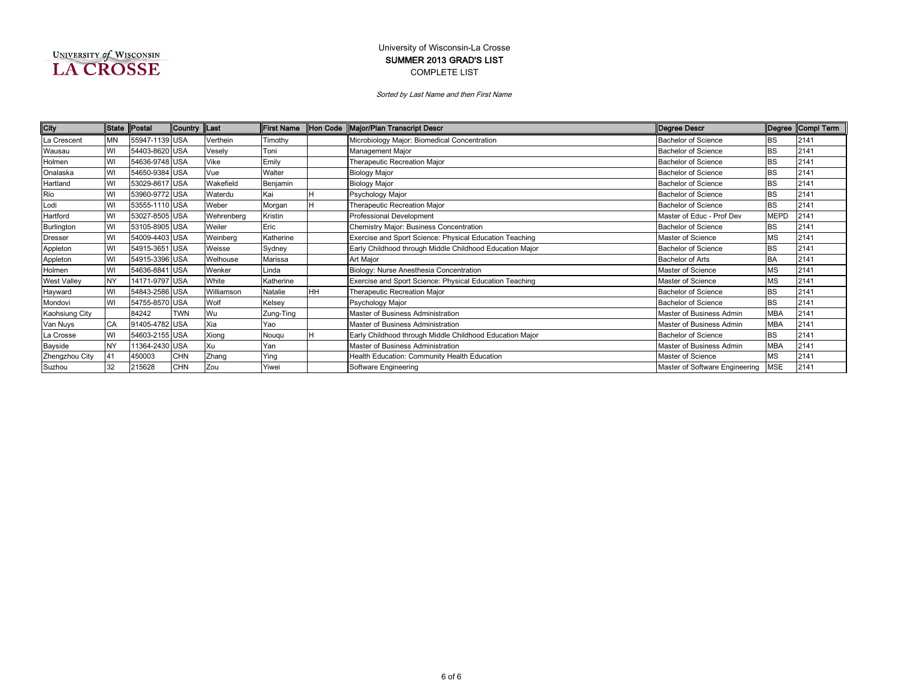UNIVERSITY of WISCONSIN LA CROSSE

University of Wisconsin-La Crosse

**SUMMER 2013 GRAD'S LIST**

COMPLETE LIST

*Sorted by Last Name and then First Name*

| City | State | Postal | Country | Last | First Name | Hon Code | Major/Plan Transcript Descr | Degree Descr | Degree | Compl Term |
|---|---|---|---|---|---|---|---|---|---|---|
| La Crescent | MN | 55947-1139 | USA | Verthein | Timothy | | Microbiology Major: Biomedical Concentration | Bachelor of Science | BS | 2141 |
| Wausau | WI | 54403-8620 | USA | Vesely | Toni | | Management Major | Bachelor of Science | BS | 2141 |
| Holmen | WI | 54636-9748 | USA | Vike | Emily | | Therapeutic Recreation Major | Bachelor of Science | BS | 2141 |
| Onalaska | WI | 54650-9384 | USA | Vue | Walter | | Biology Major | Bachelor of Science | BS | 2141 |
| Hartland | WI | 53029-8617 | USA | Wakefield | Benjamin | | Biology Major | Bachelor of Science | BS | 2141 |
| Rio | WI | 53960-9772 | USA | Waterdu | Kai | H | Psychology Major | Bachelor of Science | BS | 2141 |
| Lodi | WI | 53555-1110 | USA | Weber | Morgan | H | Therapeutic Recreation Major | Bachelor of Science | BS | 2141 |
| Hartford | WI | 53027-8505 | USA | Wehrenberg | Kristin | | Professional Development | Master of Educ - Prof Dev | MEPD | 2141 |
| Burlington | WI | 53105-8905 | USA | Weiler | Eric | | Chemistry Major: Business Concentration | Bachelor of Science | BS | 2141 |
| Dresser | WI | 54009-4403 | USA | Weinberg | Katherine | | Exercise and Sport Science: Physical Education Teaching | Master of Science | MS | 2141 |
| Appleton | WI | 54915-3651 | USA | Weisse | Sydney | | Early Childhood through Middle Childhood Education Major | Bachelor of Science | BS | 2141 |
| Appleton | WI | 54915-3396 | USA | Welhouse | Marissa | | Art Major | Bachelor of Arts | BA | 2141 |
| Holmen | WI | 54636-8841 | USA | Wenker | Linda | | Biology: Nurse Anesthesia Concentration | Master of Science | MS | 2141 |
| West Valley | NY | 14171-9797 | USA | White | Katherine | | Exercise and Sport Science: Physical Education Teaching | Master of Science | MS | 2141 |
| Hayward | WI | 54843-2586 | USA | Williamson | Natalie | HH | Therapeutic Recreation Major | Bachelor of Science | BS | 2141 |
| Mondovi | WI | 54755-8570 | USA | Wolf | Kelsey | | Psychology Major | Bachelor of Science | BS | 2141 |
| Kaohsiung City | | 84242 | TWN | Wu | Zung-Ting | | Master of Business Administration | Master of Business Admin | MBA | 2141 |
| Van Nuys | CA | 91405-4782 | USA | Xia | Yao | | Master of Business Administration | Master of Business Admin | MBA | 2141 |
| La Crosse | WI | 54603-2155 | USA | Xiong | Nouqu | H | Early Childhood through Middle Childhood Education Major | Bachelor of Science | BS | 2141 |
| Bayside | NY | 11364-2430 | USA | Xu | Yan | | Master of Business Administration | Master of Business Admin | MBA | 2141 |
| Zhengzhou City | 41 | 450003 | CHN | Zhang | Ying | | Health Education: Community Health Education | Master of Science | MS | 2141 |
| Suzhou | 32 | 215628 | CHN | Zou | Yiwei | | Software Engineering | Master of Software Engineering | MSE | 2141 |